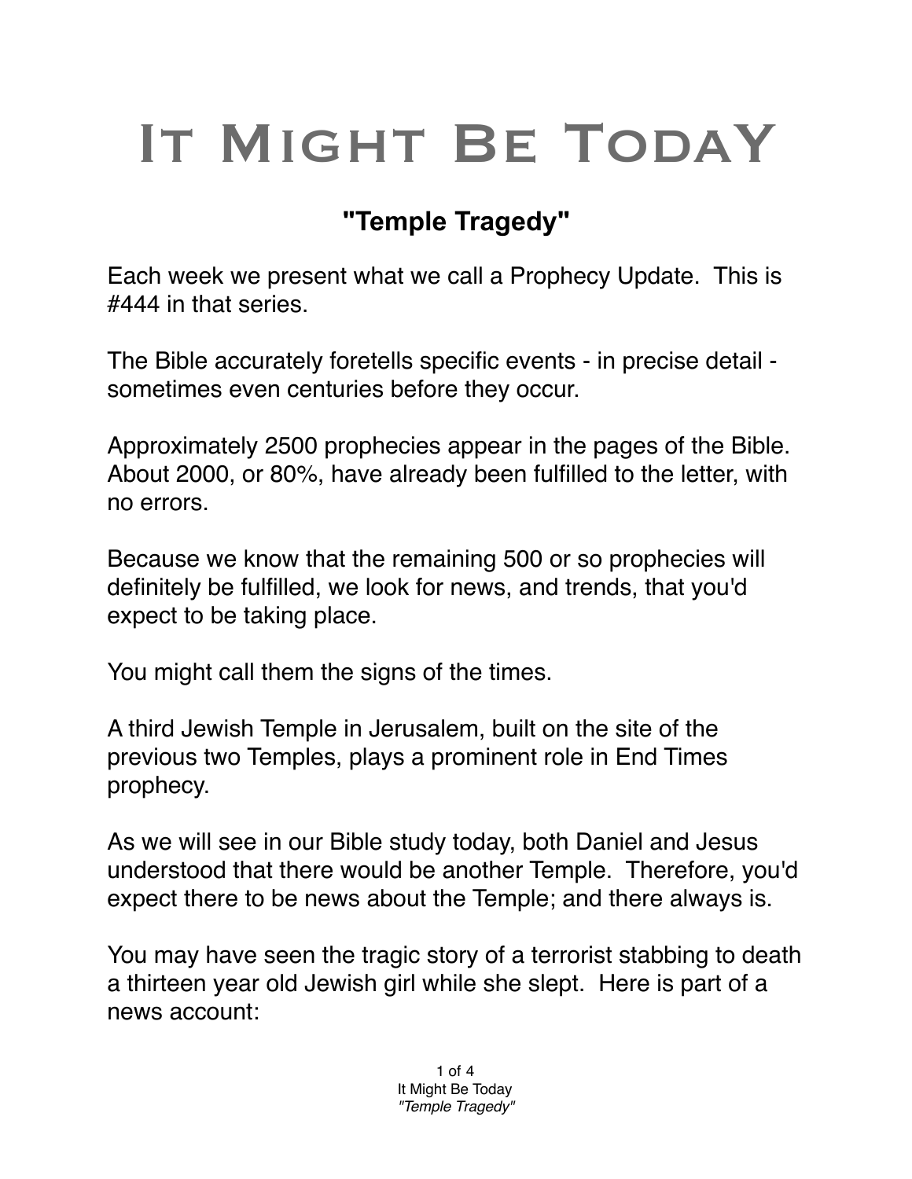# It Might Be Today

## "Temple Tragedy"

Each week we present what we call a Prophecy Update. This is #444 in that series.

The Bible accurately foretells specific events - in precise detail - sometimes even centuries before they occur.

Approximately 2500 prophecies appear in the pages of the Bible. About 2000, or 80%, have already been fulfilled to the letter, with no errors.

Because we know that the remaining 500 or so prophecies will definitely be fulfilled, we look for news, and trends, that you'd expect to be taking place.

You might call them the signs of the times.

A third Jewish Temple in Jerusalem, built on the site of the previous two Temples, plays a prominent role in End Times prophecy.

As we will see in our Bible study today, both Daniel and Jesus understood that there would be another Temple. Therefore, you'd expect there to be news about the Temple; and there always is.

You may have seen the tragic story of a terrorist stabbing to death a thirteen year old Jewish girl while she slept. Here is part of a news account: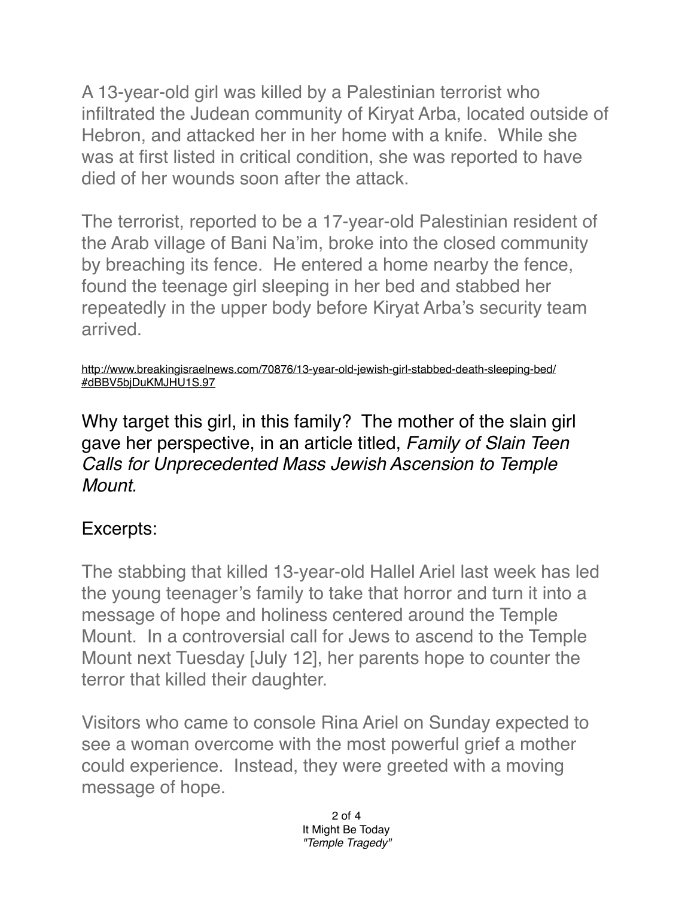A 13-year-old girl was killed by a Palestinian terrorist who infiltrated the Judean community of Kiryat Arba, located outside of Hebron, and attacked her in her home with a knife. While she was at first listed in critical condition, she was reported to have died of her wounds soon after the attack.

The terrorist, reported to be a 17-year-old Palestinian resident of the Arab village of Bani Na'im, broke into the closed community by breaching its fence. He entered a home nearby the fence, found the teenage girl sleeping in her bed and stabbed her repeatedly in the upper body before Kiryat Arba's security team arrived.

http://www.breakingisraelnews.com/70876/13-year-old-jewish-girl-stabbed-death-sleeping-bed/#dBBV5bjDuKMJHU1S.97

Why target this girl, in this family? The mother of the slain girl gave her perspective, in an article titled, *Family of Slain Teen Calls for Unprecedented Mass Jewish Ascension to Temple Mount.*

Excerpts:

The stabbing that killed 13-year-old Hallel Ariel last week has led the young teenager's family to take that horror and turn it into a message of hope and holiness centered around the Temple Mount. In a controversial call for Jews to ascend to the Temple Mount next Tuesday [July 12], her parents hope to counter the terror that killed their daughter.

Visitors who came to console Rina Ariel on Sunday expected to see a woman overcome with the most powerful grief a mother could experience. Instead, they were greeted with a moving message of hope.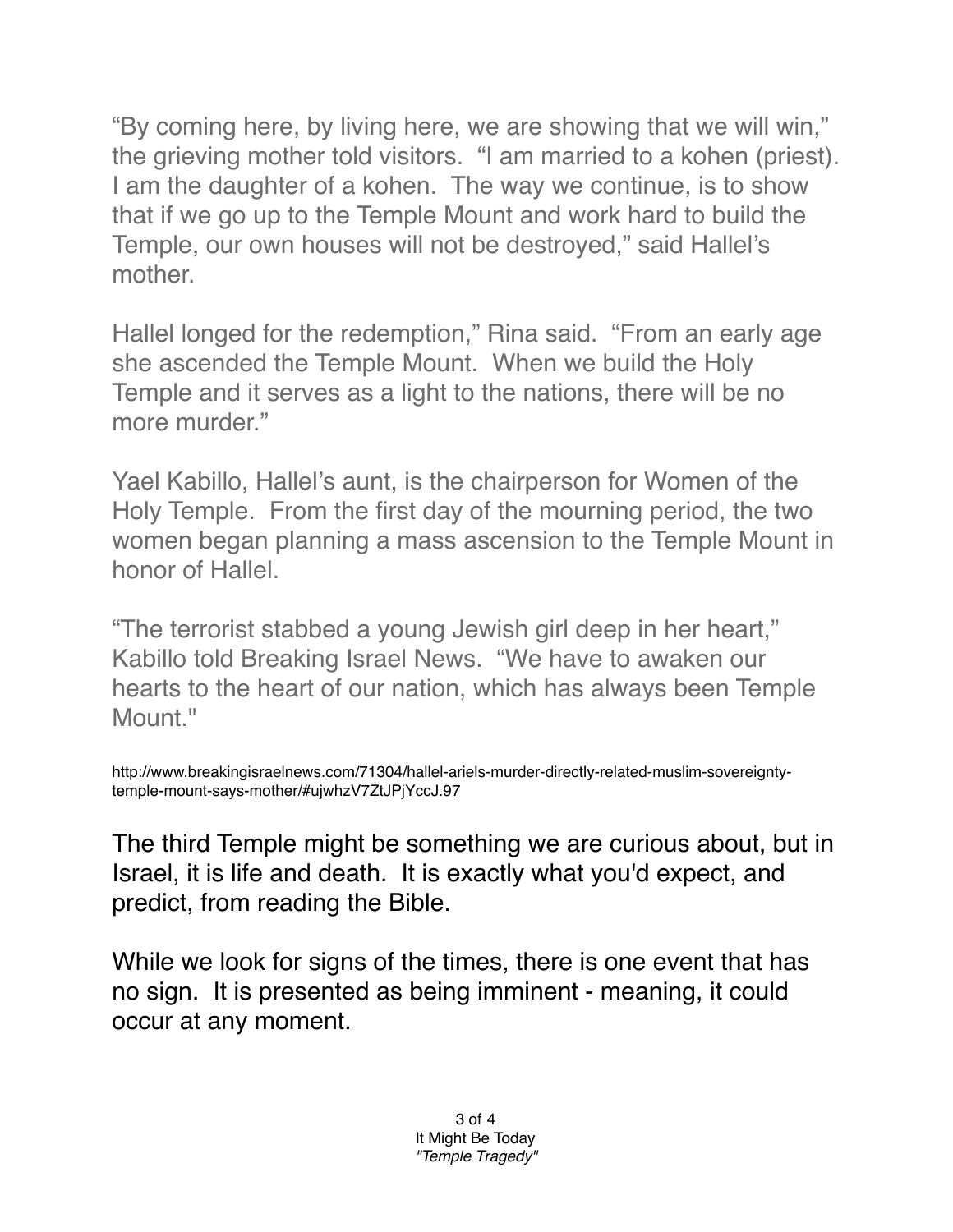"By coming here, by living here, we are showing that we will win," the grieving mother told visitors. "I am married to a kohen (priest). I am the daughter of a kohen. The way we continue, is to show that if we go up to the Temple Mount and work hard to build the Temple, our own houses will not be destroyed," said Hallel's mother.

Hallel longed for the redemption," Rina said. "From an early age she ascended the Temple Mount. When we build the Holy Temple and it serves as a light to the nations, there will be no more murder."

Yael Kabillo, Hallel's aunt, is the chairperson for Women of the Holy Temple. From the first day of the mourning period, the two women began planning a mass ascension to the Temple Mount in honor of Hallel.

"The terrorist stabbed a young Jewish girl deep in her heart," Kabillo told Breaking Israel News. "We have to awaken our hearts to the heart of our nation, which has always been Temple Mount."

http://www.breakingisraelnews.com/71304/hallel-ariels-murder-directly-related-muslim-sovereignty-temple-mount-says-mother/#ujwhzV7ZtJPjYccJ.97

The third Temple might be something we are curious about, but in Israel, it is life and death. It is exactly what you'd expect, and predict, from reading the Bible.

While we look for signs of the times, there is one event that has no sign. It is presented as being imminent - meaning, it could occur at any moment.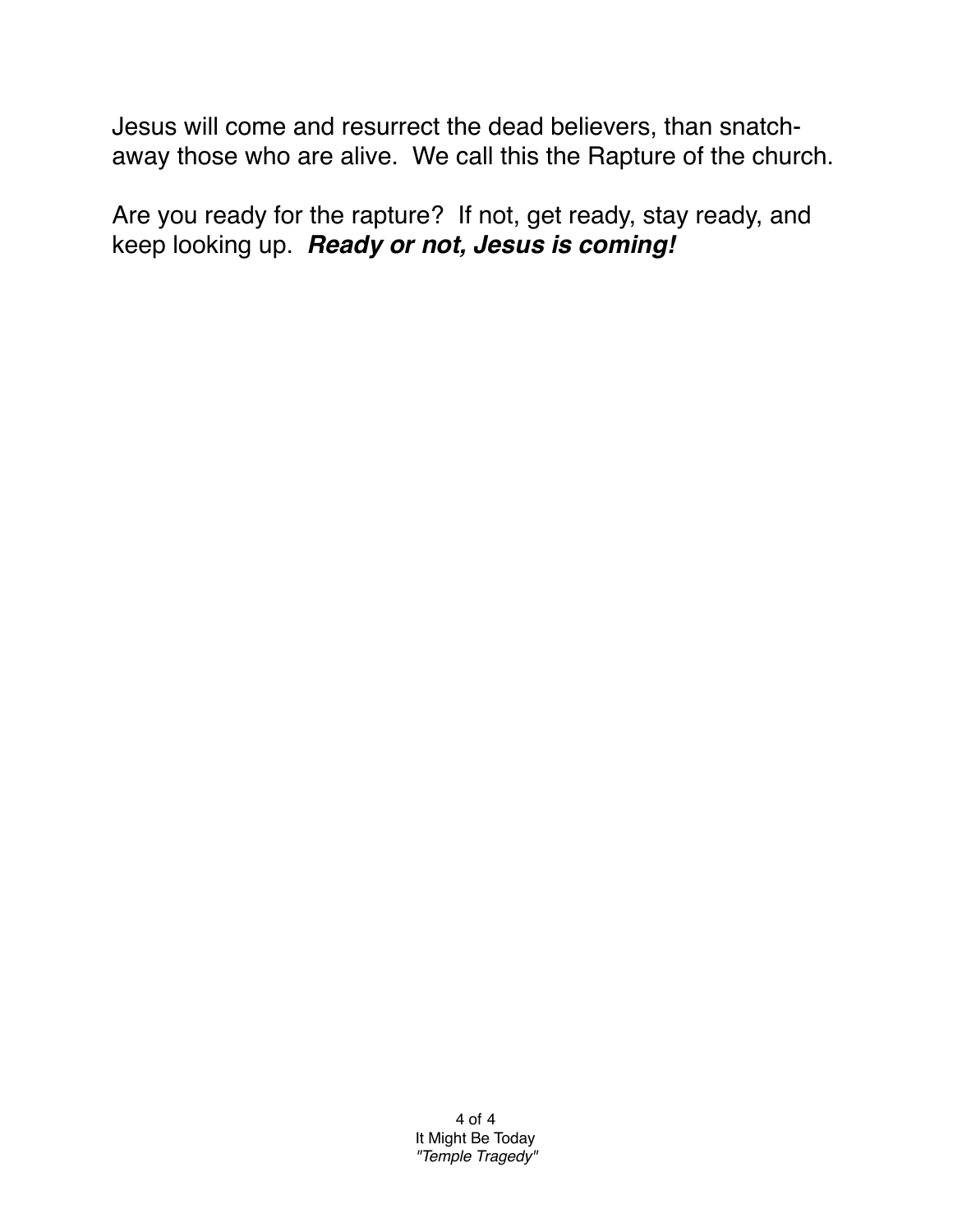Jesus will come and resurrect the dead believers, than snatch-away those who are alive. We call this the Rapture of the church.

Are you ready for the rapture? If not, get ready, stay ready, and keep looking up. ***Ready or not, Jesus is coming!***